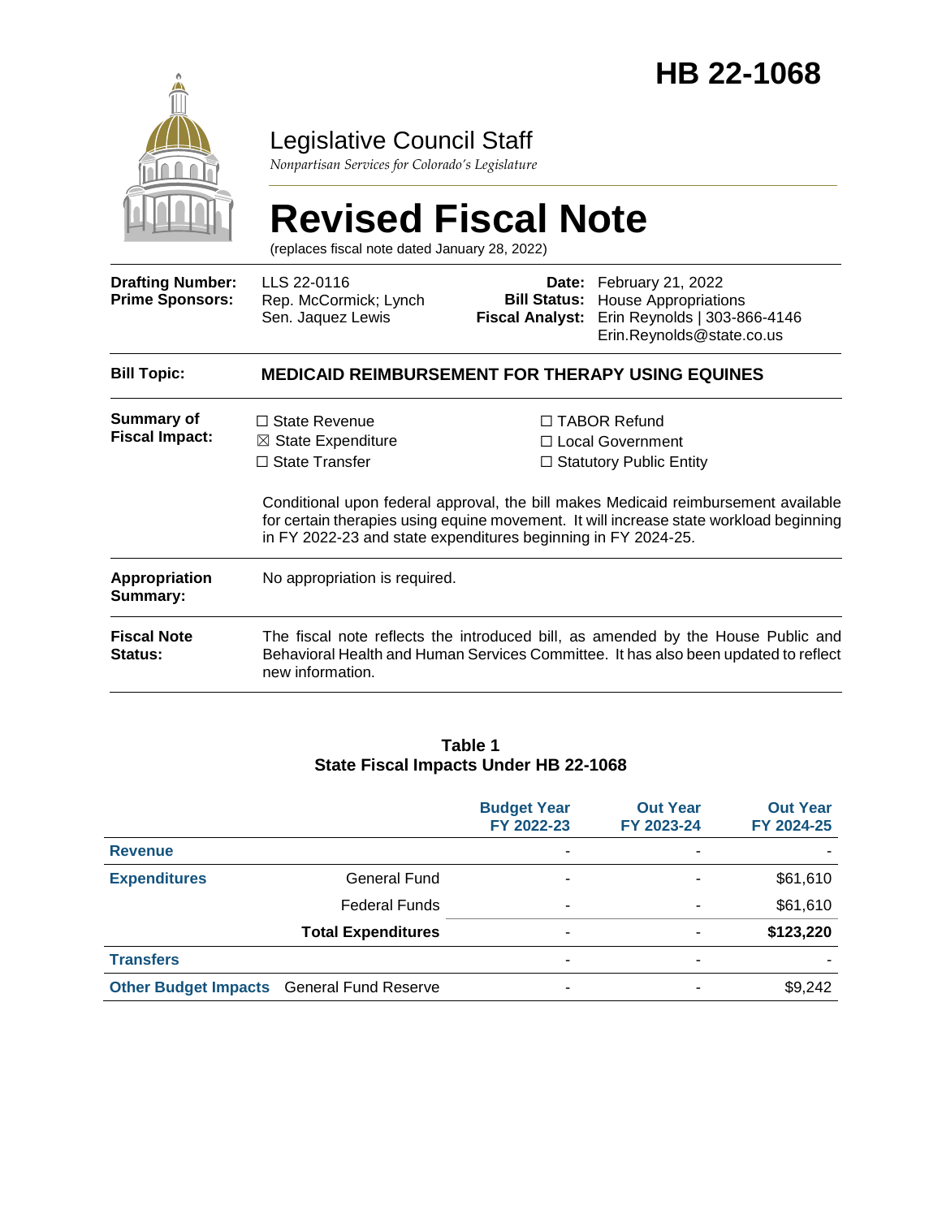# HB 22-1068

Legislative Council Staff

*Nonpartisan Services for Colorado's Legislature*

# Revised Fiscal Note

(replaces fiscal note dated January 28, 2022)

| | | | |
|---|---|---|---|
| **Drafting Number:** | LLS 22-0116 | **Date:** | February 21, 2022 |
| **Prime Sponsors:** | Rep. McCormick; Lynch<br>Sen. Jaquez Lewis | **Bill Status:** | House Appropriations |
| | | **Fiscal Analyst:** | Erin Reynolds \| 303-866-4146<br>Erin.Reynolds@state.co.us |

**Bill Topic:** **MEDICAID REIMBURSEMENT FOR THERAPY USING EQUINES**

**Summary of Fiscal Impact:**

☐ State Revenue
☒ State Expenditure
☐ State Transfer
☐ TABOR Refund
☐ Local Government
☐ Statutory Public Entity

Conditional upon federal approval, the bill makes Medicaid reimbursement available for certain therapies using equine movement. It will increase state workload beginning in FY 2022-23 and state expenditures beginning in FY 2024-25.

**Appropriation Summary:** No appropriation is required.

**Fiscal Note Status:** The fiscal note reflects the introduced bill, as amended by the House Public and Behavioral Health and Human Services Committee. It has also been updated to reflect new information.

**Table 1**
**State Fiscal Impacts Under HB 22-1068**

| | | Budget Year FY 2022-23 | Out Year FY 2023-24 | Out Year FY 2024-25 |
|---|---|---|---|---|
| **Revenue** | | - | - | - |
| **Expenditures** | General Fund | - | - | $61,610 |
| | Federal Funds | - | - | $61,610 |
| | **Total Expenditures** | - | - | **$123,220** |
| **Transfers** | | - | - | - |
| **Other Budget Impacts** | General Fund Reserve | - | - | $9,242 |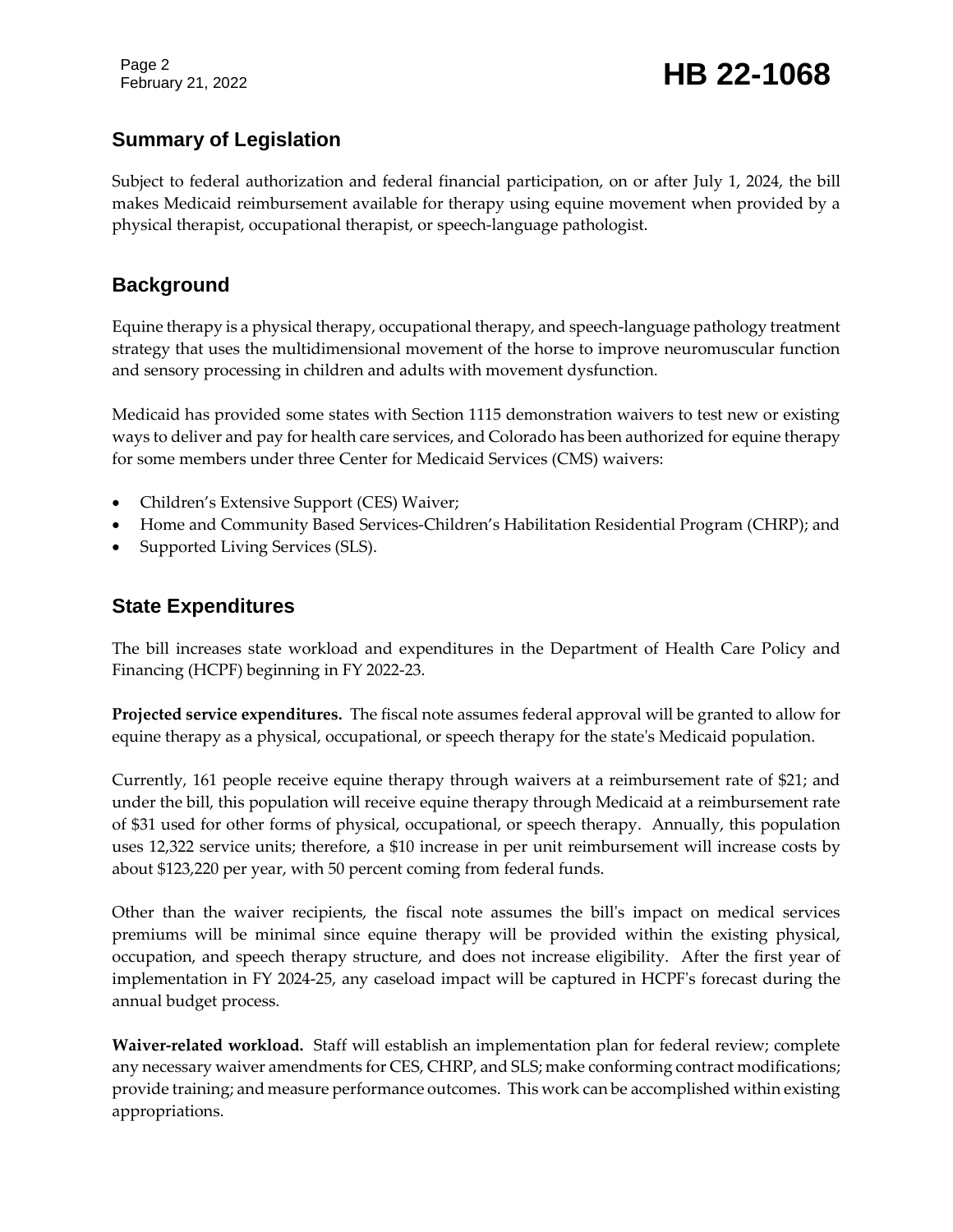## Summary of Legislation

Subject to federal authorization and federal financial participation, on or after July 1, 2024, the bill makes Medicaid reimbursement available for therapy using equine movement when provided by a physical therapist, occupational therapist, or speech-language pathologist.

## Background

Equine therapy is a physical therapy, occupational therapy, and speech-language pathology treatment strategy that uses the multidimensional movement of the horse to improve neuromuscular function and sensory processing in children and adults with movement dysfunction.

Medicaid has provided some states with Section 1115 demonstration waivers to test new or existing ways to deliver and pay for health care services, and Colorado has been authorized for equine therapy for some members under three Center for Medicaid Services (CMS) waivers:

- Children's Extensive Support (CES) Waiver;
- Home and Community Based Services-Children's Habilitation Residential Program (CHRP); and
- Supported Living Services (SLS).

## State Expenditures

The bill increases state workload and expenditures in the Department of Health Care Policy and Financing (HCPF) beginning in FY 2022-23.

**Projected service expenditures.** The fiscal note assumes federal approval will be granted to allow for equine therapy as a physical, occupational, or speech therapy for the state's Medicaid population.

Currently, 161 people receive equine therapy through waivers at a reimbursement rate of $21; and under the bill, this population will receive equine therapy through Medicaid at a reimbursement rate of $31 used for other forms of physical, occupational, or speech therapy. Annually, this population uses 12,322 service units; therefore, a $10 increase in per unit reimbursement will increase costs by about $123,220 per year, with 50 percent coming from federal funds.

Other than the waiver recipients, the fiscal note assumes the bill's impact on medical services premiums will be minimal since equine therapy will be provided within the existing physical, occupation, and speech therapy structure, and does not increase eligibility. After the first year of implementation in FY 2024-25, any caseload impact will be captured in HCPF's forecast during the annual budget process.

**Waiver-related workload.** Staff will establish an implementation plan for federal review; complete any necessary waiver amendments for CES, CHRP, and SLS; make conforming contract modifications; provide training; and measure performance outcomes. This work can be accomplished within existing appropriations.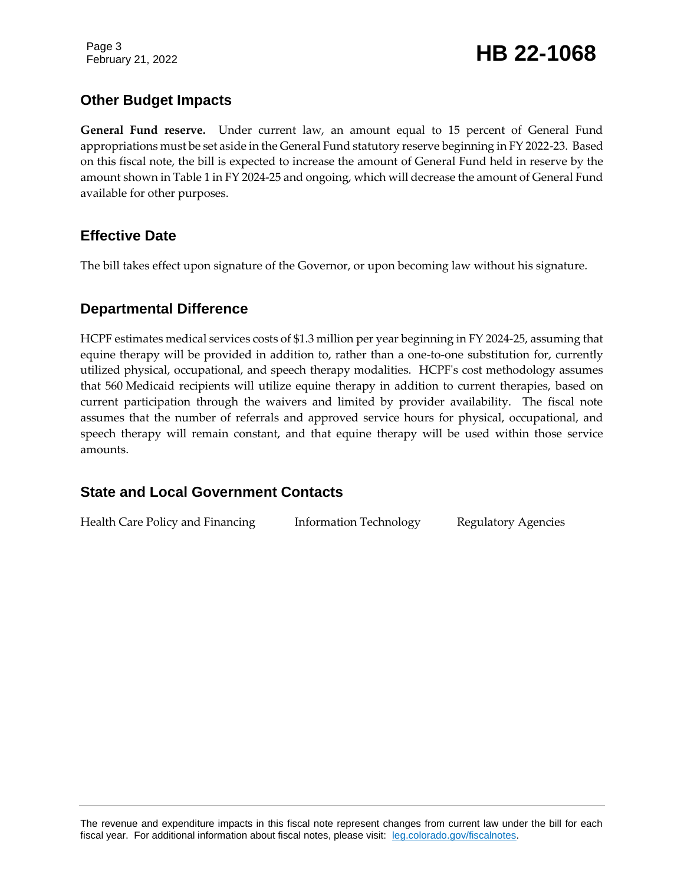## Other Budget Impacts

**General Fund reserve.** Under current law, an amount equal to 15 percent of General Fund appropriations must be set aside in the General Fund statutory reserve beginning in FY 2022-23. Based on this fiscal note, the bill is expected to increase the amount of General Fund held in reserve by the amount shown in Table 1 in FY 2024-25 and ongoing, which will decrease the amount of General Fund available for other purposes.

## Effective Date

The bill takes effect upon signature of the Governor, or upon becoming law without his signature.

## Departmental Difference

HCPF estimates medical services costs of $1.3 million per year beginning in FY 2024-25, assuming that equine therapy will be provided in addition to, rather than a one-to-one substitution for, currently utilized physical, occupational, and speech therapy modalities. HCPF's cost methodology assumes that 560 Medicaid recipients will utilize equine therapy in addition to current therapies, based on current participation through the waivers and limited by provider availability. The fiscal note assumes that the number of referrals and approved service hours for physical, occupational, and speech therapy will remain constant, and that equine therapy will be used within those service amounts.

## State and Local Government Contacts

Health Care Policy and Financing | Information Technology | Regulatory Agencies

The revenue and expenditure impacts in this fiscal note represent changes from current law under the bill for each fiscal year. For additional information about fiscal notes, please visit: leg.colorado.gov/fiscalnotes.